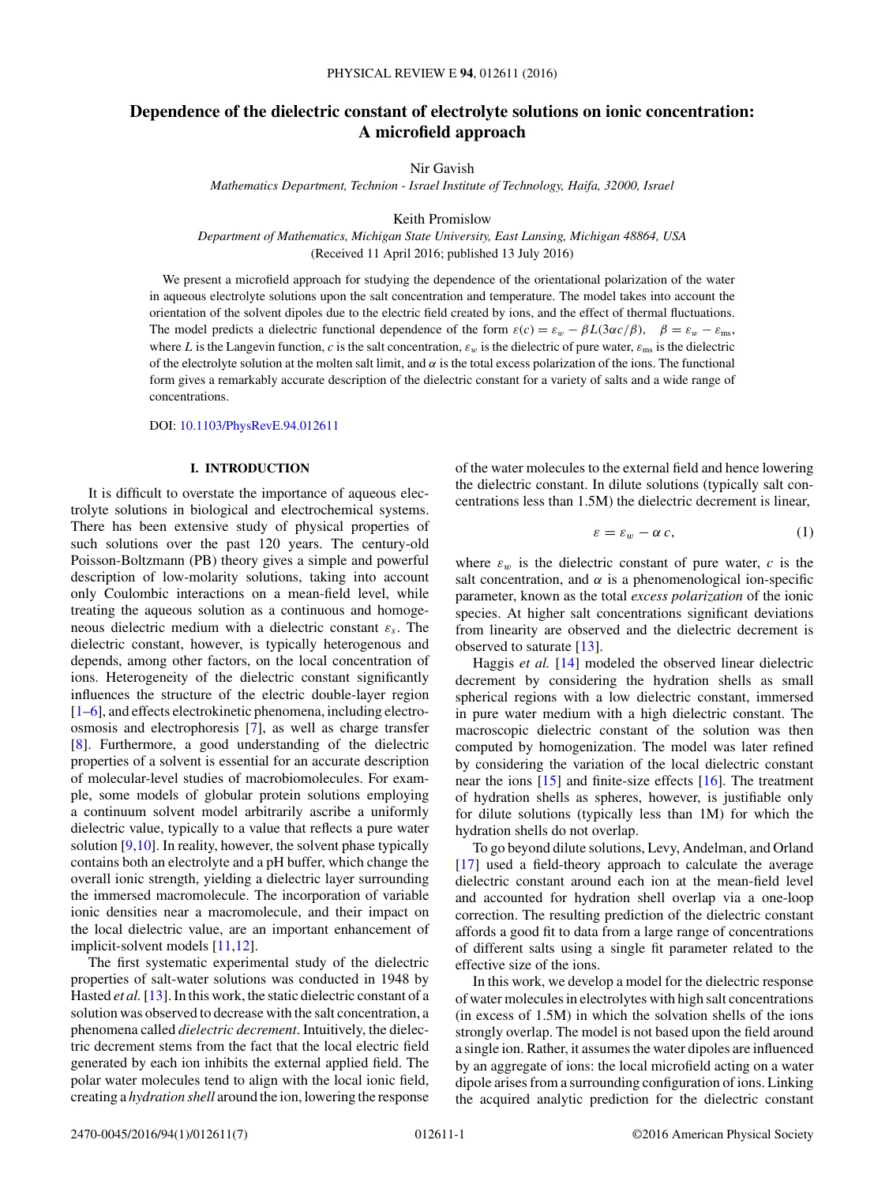# Dependence of the dielectric constant of electrolyte solutions on ionic concentration: A microfield approach

Nir Gavish

*Mathematics Department, Technion - Israel Institute of Technology, Haifa, 32000, Israel*

Keith Promislow

*Department of Mathematics, Michigan State University, East Lansing, Michigan 48864, USA*

(Received 11 April 2016; published 13 July 2016)

We present a microfield approach for studying the dependence of the orientational polarization of the water in aqueous electrolyte solutions upon the salt concentration and temperature. The model takes into account the orientation of the solvent dipoles due to the electric field created by ions, and the effect of thermal fluctuations. The model predicts a dielectric functional dependence of the form $\varepsilon(c) = \varepsilon_w - \beta L(3\alpha c/\beta), \quad \beta = \varepsilon_w - \varepsilon_{\rm ms}$, where $L$ is the Langevin function, $c$ is the salt concentration, $\varepsilon_w$ is the dielectric of pure water, $\varepsilon_{\rm ms}$ is the dielectric of the electrolyte solution at the molten salt limit, and $\alpha$ is the total excess polarization of the ions. The functional form gives a remarkably accurate description of the dielectric constant for a variety of salts and a wide range of concentrations.

DOI: 10.1103/PhysRevE.94.012611

## I. INTRODUCTION

It is difficult to overstate the importance of aqueous electrolyte solutions in biological and electrochemical systems. There has been extensive study of physical properties of such solutions over the past 120 years. The century-old Poisson-Boltzmann (PB) theory gives a simple and powerful description of low-molarity solutions, taking into account only Coulombic interactions on a mean-field level, while treating the aqueous solution as a continuous and homogeneous dielectric medium with a dielectric constant $\varepsilon_s$. The dielectric constant, however, is typically heterogenous and depends, among other factors, on the local concentration of ions. Heterogeneity of the dielectric constant significantly influences the structure of the electric double-layer region [1–6], and effects electrokinetic phenomena, including electroosmosis and electrophoresis [7], as well as charge transfer [8]. Furthermore, a good understanding of the dielectric properties of a solvent is essential for an accurate description of molecular-level studies of macrobiomolecules. For example, some models of globular protein solutions employing a continuum solvent model arbitrarily ascribe a uniformly dielectric value, typically to a value that reflects a pure water solution [9,10]. In reality, however, the solvent phase typically contains both an electrolyte and a pH buffer, which change the overall ionic strength, yielding a dielectric layer surrounding the immersed macromolecule. The incorporation of variable ionic densities near a macromolecule, and their impact on the local dielectric value, are an important enhancement of implicit-solvent models [11,12].

The first systematic experimental study of the dielectric properties of salt-water solutions was conducted in 1948 by Hasted *et al.* [13]. In this work, the static dielectric constant of a solution was observed to decrease with the salt concentration, a phenomena called *dielectric decrement*. Intuitively, the dielectric decrement stems from the fact that the local electric field generated by each ion inhibits the external applied field. The polar water molecules tend to align with the local ionic field, creating a *hydration shell* around the ion, lowering the response of the water molecules to the external field and hence lowering the dielectric constant. In dilute solutions (typically salt concentrations less than 1.5M) the dielectric decrement is linear,

$$\varepsilon = \varepsilon_w - \alpha\, c, \tag{1}$$

where $\varepsilon_w$ is the dielectric constant of pure water, $c$ is the salt concentration, and $\alpha$ is a phenomenological ion-specific parameter, known as the total *excess polarization* of the ionic species. At higher salt concentrations significant deviations from linearity are observed and the dielectric decrement is observed to saturate [13].

Haggis *et al.* [14] modeled the observed linear dielectric decrement by considering the hydration shells as small spherical regions with a low dielectric constant, immersed in pure water medium with a high dielectric constant. The macroscopic dielectric constant of the solution was then computed by homogenization. The model was later refined by considering the variation of the local dielectric constant near the ions [15] and finite-size effects [16]. The treatment of hydration shells as spheres, however, is justifiable only for dilute solutions (typically less than 1M) for which the hydration shells do not overlap.

To go beyond dilute solutions, Levy, Andelman, and Orland [17] used a field-theory approach to calculate the average dielectric constant around each ion at the mean-field level and accounted for hydration shell overlap via a one-loop correction. The resulting prediction of the dielectric constant affords a good fit to data from a large range of concentrations of different salts using a single fit parameter related to the effective size of the ions.

In this work, we develop a model for the dielectric response of water molecules in electrolytes with high salt concentrations (in excess of 1.5M) in which the solvation shells of the ions strongly overlap. The model is not based upon the field around a single ion. Rather, it assumes the water dipoles are influenced by an aggregate of ions: the local microfield acting on a water dipole arises from a surrounding configuration of ions. Linking the acquired analytic prediction for the dielectric constant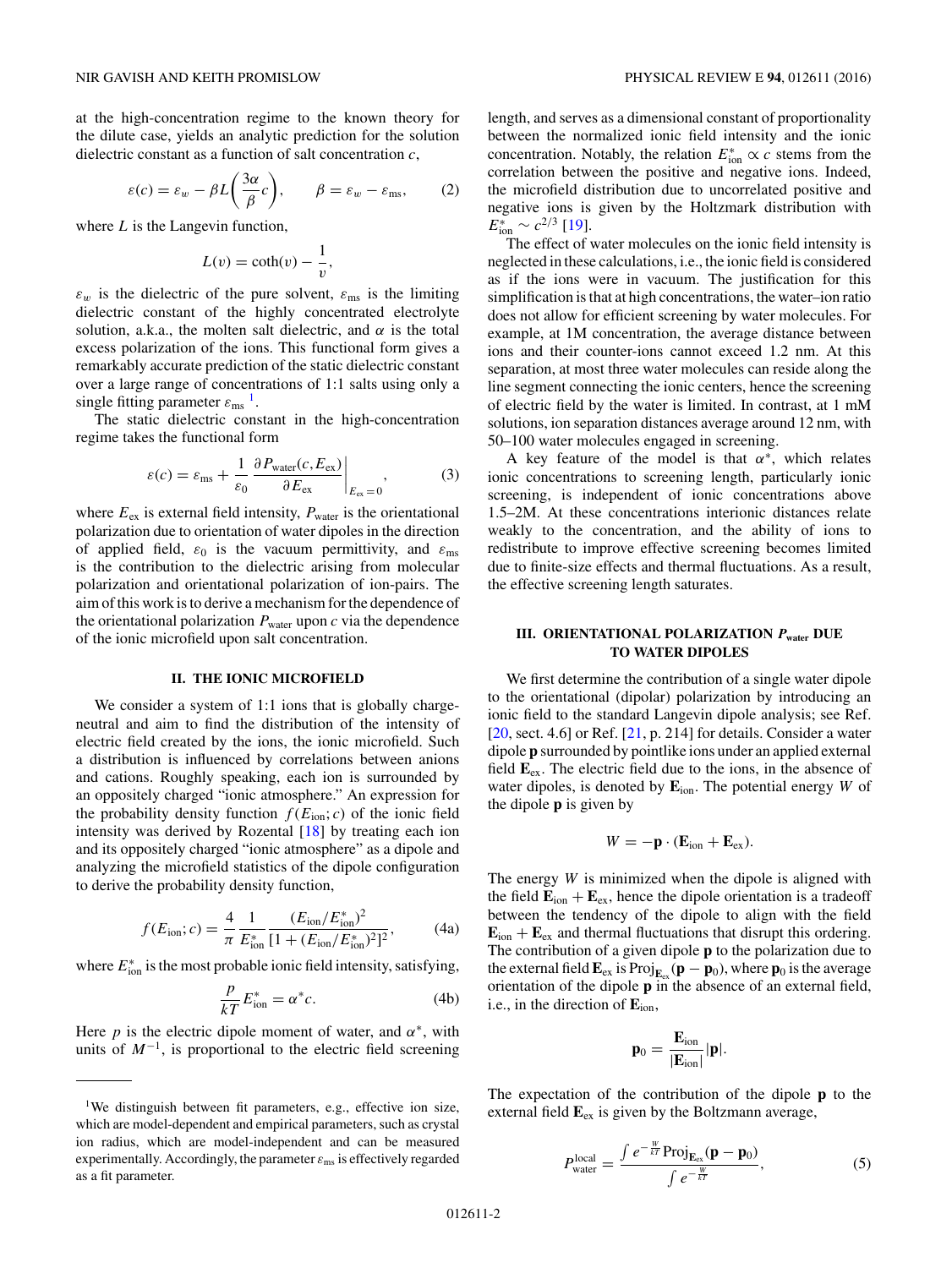at the high-concentration regime to the known theory for the dilute case, yields an analytic prediction for the solution dielectric constant as a function of salt concentration $c$,

$$\varepsilon(c) = \varepsilon_w - \beta L\left(\frac{3\alpha}{\beta}c\right), \qquad \beta = \varepsilon_w - \varepsilon_{\text{ms}}, \tag{2}$$

where $L$ is the Langevin function,

$$L(v) = \coth(v) - \frac{1}{v},$$

$\varepsilon_w$ is the dielectric of the pure solvent, $\varepsilon_{\text{ms}}$ is the limiting dielectric constant of the highly concentrated electrolyte solution, a.k.a., the molten salt dielectric, and $\alpha$ is the total excess polarization of the ions. This functional form gives a remarkably accurate prediction of the static dielectric constant over a large range of concentrations of 1:1 salts using only a single fitting parameter $\varepsilon_{\text{ms}}$ [1].

The static dielectric constant in the high-concentration regime takes the functional form

$$\varepsilon(c) = \varepsilon_{\text{ms}} + \frac{1}{\varepsilon_0}\left.\frac{\partial P_{\text{water}}(c, E_{\text{ex}})}{\partial E_{\text{ex}}}\right|_{E_{\text{ex}}=0}, \tag{3}$$

where $E_{\text{ex}}$ is external field intensity, $P_{\text{water}}$ is the orientational polarization due to orientation of water dipoles in the direction of applied field, $\varepsilon_0$ is the vacuum permittivity, and $\varepsilon_{\text{ms}}$ is the contribution to the dielectric arising from molecular polarization and orientational polarization of ion-pairs. The aim of this work is to derive a mechanism for the dependence of the orientational polarization $P_{\text{water}}$ upon $c$ via the dependence of the ionic microfield upon salt concentration.

## II. THE IONIC MICROFIELD

We consider a system of 1:1 ions that is globally charge-neutral and aim to find the distribution of the intensity of electric field created by the ions, the ionic microfield. Such a distribution is influenced by correlations between anions and cations. Roughly speaking, each ion is surrounded by an oppositely charged "ionic atmosphere." An expression for the probability density function $f(E_{\text{ion}}; c)$ of the ionic field intensity was derived by Rozental [18] by treating each ion and its oppositely charged "ionic atmosphere" as a dipole and analyzing the microfield statistics of the dipole configuration to derive the probability density function,

$$f(E_{\text{ion}}; c) = \frac{4}{\pi}\frac{1}{E_{\text{ion}}^*}\frac{(E_{\text{ion}}/E_{\text{ion}}^*)^2}{[1 + (E_{\text{ion}}/E_{\text{ion}}^*)^2]^2}, \tag{4a}$$

where $E_{\text{ion}}^*$ is the most probable ionic field intensity, satisfying,

$$\frac{p}{kT}E_{\text{ion}}^* = \alpha^* c. \tag{4b}$$

Here $p$ is the electric dipole moment of water, and $\alpha^*$, with units of $M^{-1}$, is proportional to the electric field screening length, and serves as a dimensional constant of proportionality between the normalized ionic field intensity and the ionic concentration. Notably, the relation $E_{\text{ion}}^* \propto c$ stems from the correlation between the positive and negative ions. Indeed, the microfield distribution due to uncorrelated positive and negative ions is given by the Holtzmark distribution with $E_{\text{ion}}^* \sim c^{2/3}$ [19].

The effect of water molecules on the ionic field intensity is neglected in these calculations, i.e., the ionic field is considered as if the ions were in vacuum. The justification for this simplification is that at high concentrations, the water–ion ratio does not allow for efficient screening by water molecules. For example, at 1M concentration, the average distance between ions and their counter-ions cannot exceed 1.2 nm. At this separation, at most three water molecules can reside along the line segment connecting the ionic centers, hence the screening of electric field by the water is limited. In contrast, at 1 mM solutions, ion separation distances average around 12 nm, with 50–100 water molecules engaged in screening.

A key feature of the model is that $\alpha^*$, which relates ionic concentrations to screening length, particularly ionic screening, is independent of ionic concentrations above 1.5–2M. At these concentrations interionic distances relate weakly to the concentration, and the ability of ions to redistribute to improve effective screening becomes limited due to finite-size effects and thermal fluctuations. As a result, the effective screening length saturates.

## III. ORIENTATIONAL POLARIZATION $P_{\text{water}}$ DUE TO WATER DIPOLES

We first determine the contribution of a single water dipole to the orientational (dipolar) polarization by introducing an ionic field to the standard Langevin dipole analysis; see Ref. [20, sect. 4.6] or Ref. [21, p. 214] for details. Consider a water dipole $\mathbf{p}$ surrounded by pointlike ions under an applied external field $\mathbf{E}_{\text{ex}}$. The electric field due to the ions, in the absence of water dipoles, is denoted by $\mathbf{E}_{\text{ion}}$. The potential energy $W$ of the dipole $\mathbf{p}$ is given by

$$W = -\mathbf{p}\cdot(\mathbf{E}_{\text{ion}} + \mathbf{E}_{\text{ex}}).$$

The energy $W$ is minimized when the dipole is aligned with the field $\mathbf{E}_{\text{ion}} + \mathbf{E}_{\text{ex}}$, hence the dipole orientation is a tradeoff between the tendency of the dipole to align with the field $\mathbf{E}_{\text{ion}} + \mathbf{E}_{\text{ex}}$ and thermal fluctuations that disrupt this ordering. The contribution of a given dipole $\mathbf{p}$ to the polarization due to the external field $\mathbf{E}_{\text{ex}}$ is $\text{Proj}_{\mathbf{E}_{\text{ex}}}(\mathbf{p} - \mathbf{p}_0)$, where $\mathbf{p}_0$ is the average orientation of the dipole $\mathbf{p}$ in the absence of an external field, i.e., in the direction of $\mathbf{E}_{\text{ion}}$,

$$\mathbf{p}_0 = \frac{\mathbf{E}_{\text{ion}}}{|\mathbf{E}_{\text{ion}}|}|\mathbf{p}|.$$

The expectation of the contribution of the dipole $\mathbf{p}$ to the external field $\mathbf{E}_{\text{ex}}$ is given by the Boltzmann average,

$$P_{\text{water}}^{\text{local}} = \frac{\int e^{-\frac{W}{kT}}\,\text{Proj}_{\mathbf{E}_{\text{ex}}}(\mathbf{p} - \mathbf{p}_0)}{\int e^{-\frac{W}{kT}}}, \tag{5}$$

---

[1] We distinguish between fit parameters, e.g., effective ion size, which are model-dependent and empirical parameters, such as crystal ion radius, which are model-independent and can be measured experimentally. Accordingly, the parameter $\varepsilon_{\text{ms}}$ is effectively regarded as a fit parameter.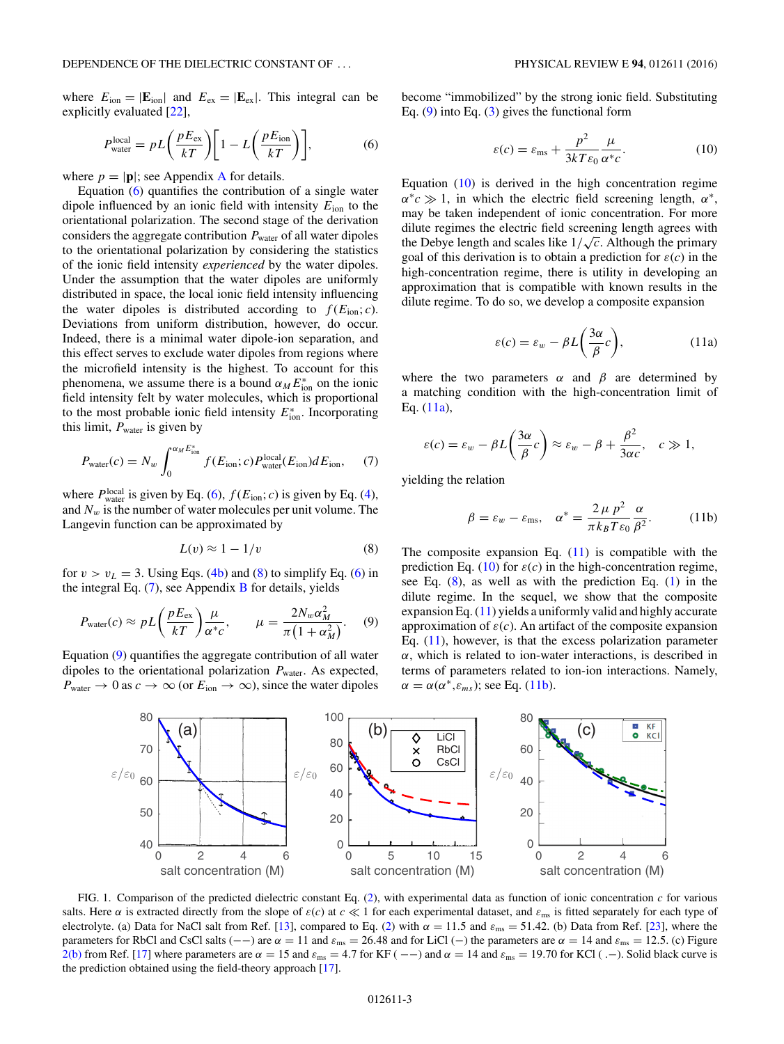where $E_{\rm ion} = |\mathbf{E}_{\rm ion}|$ and $E_{\rm ex} = |\mathbf{E}_{\rm ex}|$. This integral can be explicitly evaluated [22],

$$P_{\rm water}^{\rm local} = pL\left(\frac{pE_{\rm ex}}{kT}\right)\left[1 - L\left(\frac{pE_{\rm ion}}{kT}\right)\right], \tag{6}$$

where $p = |\mathbf{p}|$; see Appendix A for details.

Equation (6) quantifies the contribution of a single water dipole influenced by an ionic field with intensity $E_{\rm ion}$ to the orientational polarization. The second stage of the derivation considers the aggregate contribution $P_{\rm water}$ of all water dipoles to the orientational polarization by considering the statistics of the ionic field intensity *experienced* by the water dipoles. Under the assumption that the water dipoles are uniformly distributed in space, the local ionic field intensity influencing the water dipoles is distributed according to $f(E_{\rm ion};c)$. Deviations from uniform distribution, however, do occur. Indeed, there is a minimal water dipole-ion separation, and this effect serves to exclude water dipoles from regions where the microfield intensity is the highest. To account for this phenomena, we assume there is a bound $\alpha_M E_{\rm ion}^*$ on the ionic field intensity felt by water molecules, which is proportional to the most probable ionic field intensity $E_{\rm ion}^*$. Incorporating this limit, $P_{\rm water}$ is given by

$$P_{\rm water}(c) = N_w \int_0^{\alpha_M E_{\rm ion}^*} f(E_{\rm ion};c) P_{\rm water}^{\rm local}(E_{\rm ion}) dE_{\rm ion}, \tag{7}$$

where $P_{\rm water}^{\rm local}$ is given by Eq. (6), $f(E_{\rm ion};c)$ is given by Eq. (4), and $N_w$ is the number of water molecules per unit volume. The Langevin function can be approximated by

$$L(v) \approx 1 - 1/v \tag{8}$$

for $v > v_L = 3$. Using Eqs. (4b) and (8) to simplify Eq. (6) in the integral Eq. (7), see Appendix B for details, yields

$$P_{\rm water}(c) \approx pL\left(\frac{pE_{\rm ex}}{kT}\right)\frac{\mu}{\alpha^* c}, \qquad \mu = \frac{2N_w \alpha_M^2}{\pi(1+\alpha_M^2)}. \tag{9}$$

Equation (9) quantifies the aggregate contribution of all water dipoles to the orientational polarization $P_{\rm water}$. As expected, $P_{\rm water} \to 0$ as $c \to \infty$ (or $E_{\rm ion} \to \infty$), since the water dipoles become "immobilized" by the strong ionic field. Substituting Eq. (9) into Eq. (3) gives the functional form

$$\varepsilon(c) = \varepsilon_{\rm ms} + \frac{p^2}{3kT\varepsilon_0}\frac{\mu}{\alpha^* c}. \tag{10}$$

Equation (10) is derived in the high concentration regime $\alpha^* c \gg 1$, in which the electric field screening length, $\alpha^*$, may be taken independent of ionic concentration. For more dilute regimes the electric field screening length agrees with the Debye length and scales like $1/\sqrt{c}$. Although the primary goal of this derivation is to obtain a prediction for $\varepsilon(c)$ in the high-concentration regime, there is utility in developing an approximation that is compatible with known results in the dilute regime. To do so, we develop a composite expansion

$$\varepsilon(c) = \varepsilon_w - \beta L\left(\frac{3\alpha}{\beta}c\right), \tag{11a}$$

where the two parameters $\alpha$ and $\beta$ are determined by a matching condition with the high-concentration limit of Eq. (11a),

$$\varepsilon(c) = \varepsilon_w - \beta L\left(\frac{3\alpha}{\beta}c\right) \approx \varepsilon_w - \beta + \frac{\beta^2}{3\alpha c}, \quad c \gg 1,$$

yielding the relation

$$\beta = \varepsilon_w - \varepsilon_{\rm ms}, \qquad \alpha^* = \frac{2\,\mu\,p^2}{\pi k_B T \varepsilon_0}\frac{\alpha}{\beta^2}. \tag{11b}$$

The composite expansion Eq. (11) is compatible with the prediction Eq. (10) for $\varepsilon(c)$ in the high-concentration regime, see Eq. (8), as well as with the prediction Eq. (1) in the dilute regime. In the sequel, we show that the composite expansion Eq. (11) yields a uniformly valid and highly accurate approximation of $\varepsilon(c)$. An artifact of the composite expansion Eq. (11), however, is that the excess polarization parameter $\alpha$, which is related to ion-water interactions, is described in terms of parameters related to ion-ion interactions. Namely, $\alpha = \alpha(\alpha^*, \varepsilon_{ms})$; see Eq. (11b).

FIG. 1. Comparison of the predicted dielectric constant Eq. (2), with experimental data as function of ionic concentration $c$ for various salts. Here $\alpha$ is extracted directly from the slope of $\varepsilon(c)$ at $c \ll 1$ for each experimental dataset, and $\varepsilon_{\rm ms}$ is fitted separately for each type of electrolyte. (a) Data for NaCl salt from Ref. [13], compared to Eq. (2) with $\alpha = 11.5$ and $\varepsilon_{\rm ms} = 51.42$. (b) Data from Ref. [23], where the parameters for RbCl and CsCl salts (−−) are $\alpha = 11$ and $\varepsilon_{\rm ms} = 26.48$ and for LiCl (−) the parameters are $\alpha = 14$ and $\varepsilon_{\rm ms} = 12.5$. (c) Figure 2(b) from Ref. [17] where parameters are $\alpha = 15$ and $\varepsilon_{\rm ms} = 4.7$ for KF (−−) and $\alpha = 14$ and $\varepsilon_{\rm ms} = 19.70$ for KCl (.−). Solid black curve is the prediction obtained using the field-theory approach [17].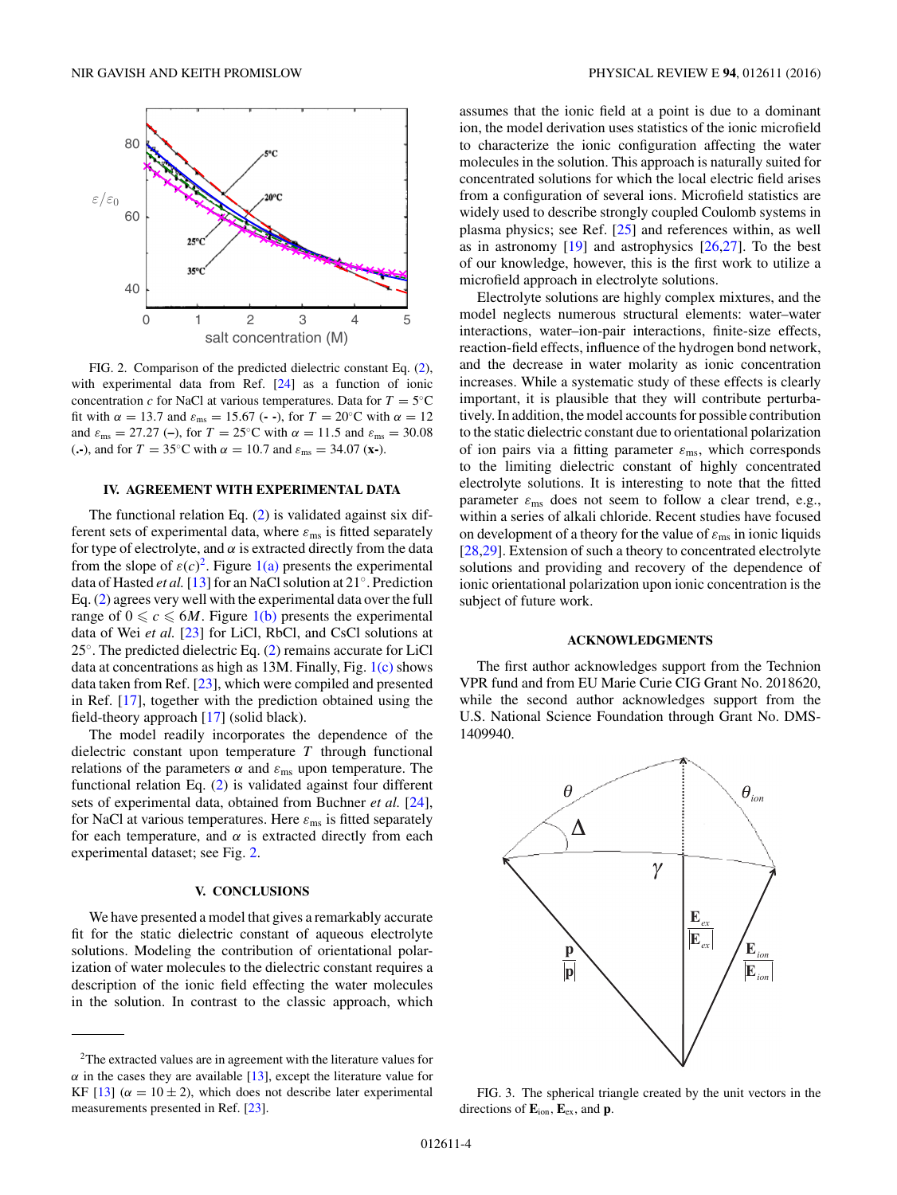FIG. 2. Comparison of the predicted dielectric constant Eq. (2), with experimental data from Ref. [24] as a function of ionic concentration $c$ for NaCl at various temperatures. Data for $T = 5^\circ$C fit with $\alpha = 13.7$ and $\varepsilon_{ms} = 15.67$ (- -), for $T = 20^\circ$C with $\alpha = 12$ and $\varepsilon_{ms} = 27.27$ (–), for $T = 25^\circ$C with $\alpha = 11.5$ and $\varepsilon_{ms} = 30.08$ (.-), and for $T = 35^\circ$C with $\alpha = 10.7$ and $\varepsilon_{ms} = 34.07$ (x-).

## IV. AGREEMENT WITH EXPERIMENTAL DATA

The functional relation Eq. (2) is validated against six different sets of experimental data, where $\varepsilon_{ms}$ is fitted separately for type of electrolyte, and $\alpha$ is extracted directly from the data from the slope of $\varepsilon(c)$[2]. Figure 1(a) presents the experimental data of Hasted *et al.* [13] for an NaCl solution at 21°. Prediction Eq. (2) agrees very well with the experimental data over the full range of $0 \leqslant c \leqslant 6M$. Figure 1(b) presents the experimental data of Wei *et al.* [23] for LiCl, RbCl, and CsCl solutions at 25°. The predicted dielectric Eq. (2) remains accurate for LiCl data at concentrations as high as 13M. Finally, Fig. 1(c) shows data taken from Ref. [23], which were compiled and presented in Ref. [17], together with the prediction obtained using the field-theory approach [17] (solid black).

The model readily incorporates the dependence of the dielectric constant upon temperature $T$ through functional relations of the parameters $\alpha$ and $\varepsilon_{ms}$ upon temperature. The functional relation Eq. (2) is validated against four different sets of experimental data, obtained from Buchner *et al.* [24], for NaCl at various temperatures. Here $\varepsilon_{ms}$ is fitted separately for each temperature, and $\alpha$ is extracted directly from each experimental dataset; see Fig. 2.

## V. CONCLUSIONS

We have presented a model that gives a remarkably accurate fit for the static dielectric constant of aqueous electrolyte solutions. Modeling the contribution of orientational polarization of water molecules to the dielectric constant requires a description of the ionic field effecting the water molecules in the solution. In contrast to the classic approach, which assumes that the ionic field at a point is due to a dominant ion, the model derivation uses statistics of the ionic microfield to characterize the ionic configuration affecting the water molecules in the solution. This approach is naturally suited for concentrated solutions for which the local electric field arises from a configuration of several ions. Microfield statistics are widely used to describe strongly coupled Coulomb systems in plasma physics; see Ref. [25] and references within, as well as in astronomy [19] and astrophysics [26,27]. To the best of our knowledge, however, this is the first work to utilize a microfield approach in electrolyte solutions.

Electrolyte solutions are highly complex mixtures, and the model neglects numerous structural elements: water–water interactions, water–ion-pair interactions, finite-size effects, reaction-field effects, influence of the hydrogen bond network, and the decrease in water molarity as ionic concentration increases. While a systematic study of these effects is clearly important, it is plausible that they will contribute perturbatively. In addition, the model accounts for possible contribution to the static dielectric constant due to orientational polarization of ion pairs via a fitting parameter $\varepsilon_{ms}$, which corresponds to the limiting dielectric constant of highly concentrated electrolyte solutions. It is interesting to note that the fitted parameter $\varepsilon_{ms}$ does not seem to follow a clear trend, e.g., within a series of alkali chloride. Recent studies have focused on development of a theory for the value of $\varepsilon_{ms}$ in ionic liquids [28,29]. Extension of such a theory to concentrated electrolyte solutions and providing and recovery of the dependence of ionic orientational polarization upon ionic concentration is the subject of future work.

## ACKNOWLEDGMENTS

The first author acknowledges support from the Technion VPR fund and from EU Marie Curie CIG Grant No. 2018620, while the second author acknowledges support from the U.S. National Science Foundation through Grant No. DMS-1409940.

FIG. 3. The spherical triangle created by the unit vectors in the directions of $\mathbf{E}_{ion}$, $\mathbf{E}_{ex}$, and $\mathbf{p}$.

---

[2] The extracted values are in agreement with the literature values for $\alpha$ in the cases they are available [13], except the literature value for KF [13] ($\alpha = 10 \pm 2$), which does not describe later experimental measurements presented in Ref. [23].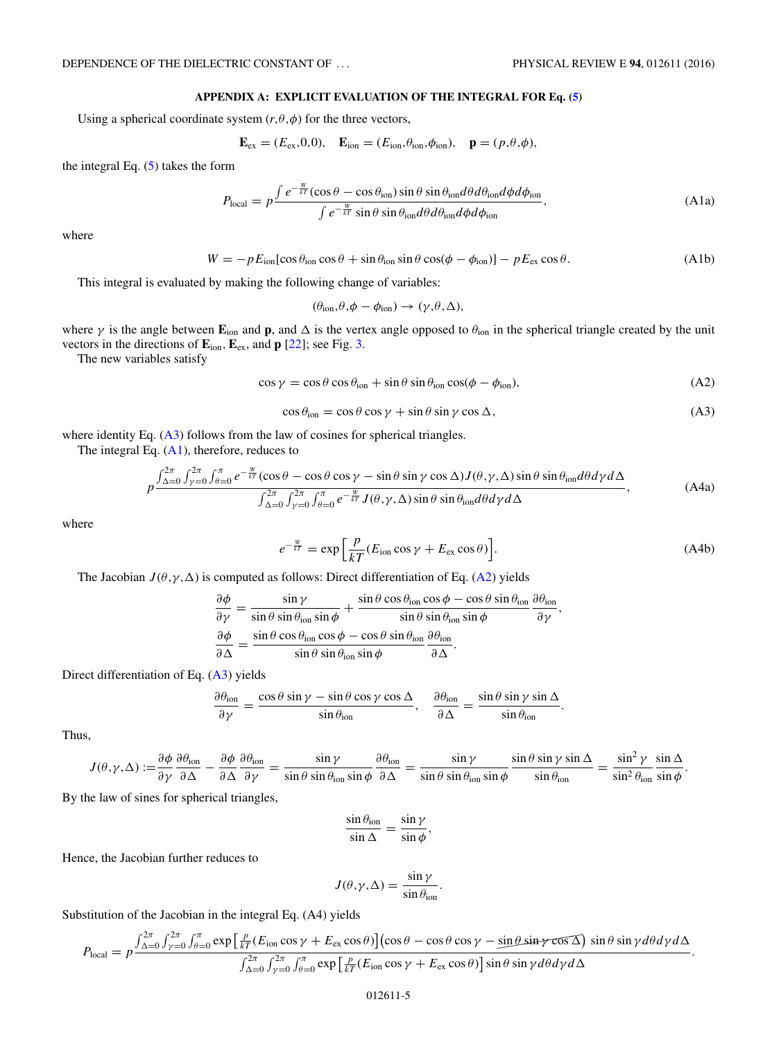### APPENDIX A: EXPLICIT EVALUATION OF THE INTEGRAL FOR Eq. (5)

Using a spherical coordinate system $(r,\theta,\phi)$ for the three vectors,

$$\mathbf{E}_{\text{ex}} = (E_{\text{ex}},0,0), \quad \mathbf{E}_{\text{ion}} = (E_{\text{ion}},\theta_{\text{ion}},\phi_{\text{ion}}), \quad \mathbf{p} = (p,\theta,\phi),$$

the integral Eq. (5) takes the form

$$P_{\text{local}} = p\frac{\int e^{-\frac{W}{kT}}(\cos\theta - \cos\theta_{\text{ion}})\sin\theta\sin\theta_{\text{ion}}d\theta d\theta_{\text{ion}}d\phi d\phi_{\text{ion}}}{\int e^{-\frac{W}{kT}}\sin\theta\sin\theta_{\text{ion}}d\theta d\theta_{\text{ion}}d\phi d\phi_{\text{ion}}}, \tag{A1a}$$

where

$$W = -pE_{\text{ion}}[\cos\theta_{\text{ion}}\cos\theta + \sin\theta_{\text{ion}}\sin\theta\cos(\phi - \phi_{\text{ion}})] - pE_{\text{ex}}\cos\theta. \tag{A1b}$$

This integral is evaluated by making the following change of variables:

$$(\theta_{\text{ion}},\theta,\phi - \phi_{\text{ion}}) \to (\gamma,\theta,\Delta),$$

where $\gamma$ is the angle between $\mathbf{E}_{\text{ion}}$ and $\mathbf{p}$, and $\Delta$ is the vertex angle opposed to $\theta_{\text{ion}}$ in the spherical triangle created by the unit vectors in the directions of $\mathbf{E}_{\text{ion}}$, $\mathbf{E}_{\text{ex}}$, and $\mathbf{p}$ [22]; see Fig. 3.

The new variables satisfy

$$\cos\gamma = \cos\theta\cos\theta_{\text{ion}} + \sin\theta\sin\theta_{\text{ion}}\cos(\phi - \phi_{\text{ion}}), \tag{A2}$$

$$\cos\theta_{\text{ion}} = \cos\theta\cos\gamma + \sin\theta\sin\gamma\cos\Delta, \tag{A3}$$

where identity Eq. (A3) follows from the law of cosines for spherical triangles.

The integral Eq. (A1), therefore, reduces to

$$p\frac{\int_{\Delta=0}^{2\pi}\int_{\gamma=0}^{2\pi}\int_{\theta=0}^{\pi} e^{-\frac{W}{kT}}(\cos\theta - \cos\theta\cos\gamma - \sin\theta\sin\gamma\cos\Delta)J(\theta,\gamma,\Delta)\sin\theta\sin\theta_{\text{ion}}d\theta d\gamma d\Delta}{\int_{\Delta=0}^{2\pi}\int_{\gamma=0}^{2\pi}\int_{\theta=0}^{\pi} e^{-\frac{W}{kT}}J(\theta,\gamma,\Delta)\sin\theta\sin\theta_{\text{ion}}d\theta d\gamma d\Delta}, \tag{A4a}$$

where

$$e^{-\frac{W}{kT}} = \exp\left[\frac{p}{kT}(E_{\text{ion}}\cos\gamma + E_{\text{ex}}\cos\theta)\right]. \tag{A4b}$$

The Jacobian $J(\theta,\gamma,\Delta)$ is computed as follows: Direct differentiation of Eq. (A2) yields

$$\frac{\partial\phi}{\partial\gamma} = \frac{\sin\gamma}{\sin\theta\sin\theta_{\text{ion}}\sin\phi} + \frac{\sin\theta\cos\theta_{\text{ion}}\cos\phi - \cos\theta\sin\theta_{\text{ion}}}{\sin\theta\sin\theta_{\text{ion}}\sin\phi}\frac{\partial\theta_{\text{ion}}}{\partial\gamma},$$

$$\frac{\partial\phi}{\partial\Delta} = \frac{\sin\theta\cos\theta_{\text{ion}}\cos\phi - \cos\theta\sin\theta_{\text{ion}}}{\sin\theta\sin\theta_{\text{ion}}\sin\phi}\frac{\partial\theta_{\text{ion}}}{\partial\Delta}.$$

Direct differentiation of Eq. (A3) yields

$$\frac{\partial\theta_{\text{ion}}}{\partial\gamma} = \frac{\cos\theta\sin\gamma - \sin\theta\cos\gamma\cos\Delta}{\sin\theta_{\text{ion}}}, \quad \frac{\partial\theta_{\text{ion}}}{\partial\Delta} = \frac{\sin\theta\sin\gamma\sin\Delta}{\sin\theta_{\text{ion}}}.$$

Thus,

$$J(\theta,\gamma,\Delta) := \frac{\partial\phi}{\partial\gamma}\frac{\partial\theta_{\text{ion}}}{\partial\Delta} - \frac{\partial\phi}{\partial\Delta}\frac{\partial\theta_{\text{ion}}}{\partial\gamma} = \frac{\sin\gamma}{\sin\theta\sin\theta_{\text{ion}}\sin\phi}\frac{\partial\theta_{\text{ion}}}{\partial\Delta} = \frac{\sin\gamma}{\sin\theta\sin\theta_{\text{ion}}\sin\phi}\frac{\sin\theta\sin\gamma\sin\Delta}{\sin\theta_{\text{ion}}} = \frac{\sin^2\gamma}{\sin^2\theta_{\text{ion}}}\frac{\sin\Delta}{\sin\phi}.$$

By the law of sines for spherical triangles,

$$\frac{\sin\theta_{\text{ion}}}{\sin\Delta} = \frac{\sin\gamma}{\sin\phi},$$

Hence, the Jacobian further reduces to

$$J(\theta,\gamma,\Delta) = \frac{\sin\gamma}{\sin\theta_{\text{ion}}}.$$

Substitution of the Jacobian in the integral Eq. (A4) yields

$$P_{\text{local}} = p\frac{\int_{\Delta=0}^{2\pi}\int_{\gamma=0}^{2\pi}\int_{\theta=0}^{\pi}\exp\left[\frac{p}{kT}(E_{\text{ion}}\cos\gamma + E_{\text{ex}}\cos\theta)\right]\left(\cos\theta - \cos\theta\cos\gamma - \sin\theta\sin\gamma\cos\Delta\right)\sin\theta\sin\gamma d\theta d\gamma d\Delta}{\int_{\Delta=0}^{2\pi}\int_{\gamma=0}^{2\pi}\int_{\theta=0}^{\pi}\exp\left[\frac{p}{kT}(E_{\text{ion}}\cos\gamma + E_{\text{ex}}\cos\theta)\right]\sin\theta\sin\gamma d\theta d\gamma d\Delta}.$$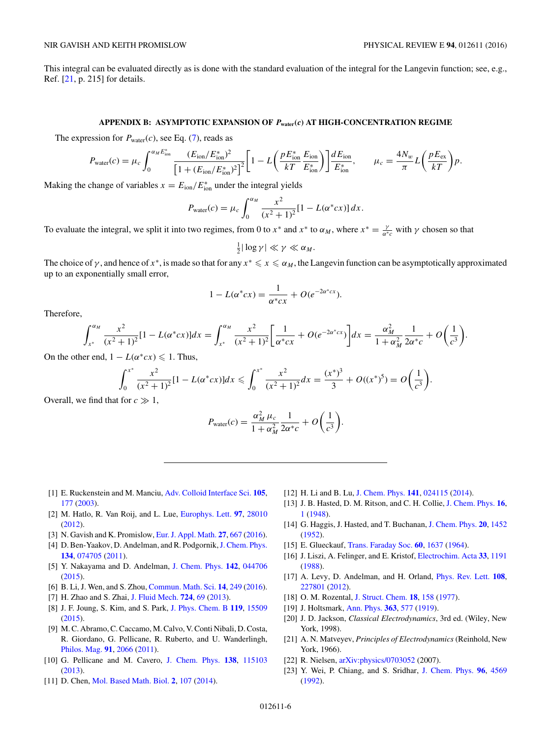This integral can be evaluated directly as is done with the standard evaluation of the integral for the Langevin function; see, e.g., Ref. [21, p. 215] for details.

## APPENDIX B: ASYMPTOTIC EXPANSION OF $P_{\text{water}}(c)$ AT HIGH-CONCENTRATION REGIME

The expression for $P_{\text{water}}(c)$, see Eq. (7), reads as

$$P_{\text{water}}(c) = \mu_c \int_0^{\alpha_M E^*_{\text{ion}}} \frac{(E_{\text{ion}}/E^*_{\text{ion}})^2}{\left[1+(E_{\text{ion}}/E^*_{\text{ion}})^2\right]^2}\left[1 - L\left(\frac{pE^*_{\text{ion}}}{kT}\frac{E_{\text{ion}}}{E^*_{\text{ion}}}\right)\right]\frac{dE_{\text{ion}}}{E^*_{\text{ion}}}, \qquad \mu_c = \frac{4N_w}{\pi}L\left(\frac{pE_{\text{ex}}}{kT}\right)p.$$

Making the change of variables $x = E_{\text{ion}}/E^*_{\text{ion}}$ under the integral yields

$$P_{\text{water}}(c) = \mu_c \int_0^{\alpha_M} \frac{x^2}{(x^2+1)^2}[1 - L(\alpha^* c x)]\, dx.$$

To evaluate the integral, we split it into two regimes, from 0 to $x^*$ and $x^*$ to $\alpha_M$, where $x^* = \frac{\gamma}{\alpha^* c}$ with $\gamma$ chosen so that

$$\tfrac{1}{2}|\log \gamma| \ll \gamma \ll \alpha_M.$$

The choice of $\gamma$, and hence of $x^*$, is made so that for any $x^* \leqslant x \leqslant \alpha_M$, the Langevin function can be asymptotically approximated up to an exponentially small error,

$$1 - L(\alpha^* c x) = \frac{1}{\alpha^* c x} + O(e^{-2\alpha^* c x}).$$

Therefore,

$$\int_{x^*}^{\alpha_M} \frac{x^2}{(x^2+1)^2}[1 - L(\alpha^* c x)]dx = \int_{x^*}^{\alpha_M} \frac{x^2}{(x^2+1)^2}\left[\frac{1}{\alpha^* c x} + O(e^{-2\alpha^* c x})\right]dx = \frac{\alpha_M^2}{1+\alpha_M^2}\frac{1}{2\alpha^* c} + O\left(\frac{1}{c^3}\right).$$

On the other end, $1 - L(\alpha^* c x) \leqslant 1$. Thus,

$$\int_0^{x^*} \frac{x^2}{(x^2+1)^2}[1 - L(\alpha^* c x)]dx \leqslant \int_0^{x^*} \frac{x^2}{(x^2+1)^2}dx = \frac{(x^*)^3}{3} + O((x^*)^5) = O\left(\frac{1}{c^3}\right).$$

Overall, we find that for $c \gg 1$,

$$P_{\text{water}}(c) = \frac{\alpha_M^2\,\mu_c}{1+\alpha_M^2}\frac{1}{2\alpha^* c} + O\left(\frac{1}{c^3}\right).$$

---

[1] E. Ruckenstein and M. Manciu, Adv. Colloid Interface Sci. **105**, 177 (2003).

[2] M. Hatlo, R. Van Roij, and L. Lue, Europhys. Lett. **97**, 28010 (2012).

[3] N. Gavish and K. Promislow, Eur. J. Appl. Math. **27**, 667 (2016).

[4] D. Ben-Yaakov, D. Andelman, and R. Podgornik, J. Chem. Phys. **134**, 074705 (2011).

[5] Y. Nakayama and D. Andelman, J. Chem. Phys. **142**, 044706 (2015).

[6] B. Li, J. Wen, and S. Zhou, Commun. Math. Sci. **14**, 249 (2016).

[7] H. Zhao and S. Zhai, J. Fluid Mech. **724**, 69 (2013).

[8] J. F. Joung, S. Kim, and S. Park, J. Phys. Chem. B **119**, 15509 (2015).

[9] M. C. Abramo, C. Caccamo, M. Calvo, V. Conti Nibali, D. Costa, R. Giordano, G. Pellicane, R. Ruberto, and U. Wanderlingh, Philos. Mag. **91**, 2066 (2011).

[10] G. Pellicane and M. Cavero, J. Chem. Phys. **138**, 115103 (2013).

[11] D. Chen, Mol. Based Math. Biol. **2**, 107 (2014).

[12] H. Li and B. Lu, J. Chem. Phys. **141**, 024115 (2014).

[13] J. B. Hasted, D. M. Ritson, and C. H. Collie, J. Chem. Phys. **16**, 1 (1948).

[14] G. Haggis, J. Hasted, and T. Buchanan, J. Chem. Phys. **20**, 1452 (1952).

[15] E. Glueckauf, Trans. Faraday Soc. **60**, 1637 (1964).

[16] J. Liszi, A. Felinger, and E. Kristof, Electrochim. Acta **33**, 1191 (1988).

[17] A. Levy, D. Andelman, and H. Orland, Phys. Rev. Lett. **108**, 227801 (2012).

[18] O. M. Rozental, J. Struct. Chem. **18**, 158 (1977).

[19] J. Holtsmark, Ann. Phys. **363**, 577 (1919).

[20] J. D. Jackson, *Classical Electrodynamics*, 3rd ed. (Wiley, New York, 1998).

[21] A. N. Matveyev, *Principles of Electrodynamics* (Reinhold, New York, 1966).

[22] R. Nielsen, arXiv:physics/0703052 (2007).

[23] Y. Wei, P. Chiang, and S. Sridhar, J. Chem. Phys. **96**, 4569 (1992).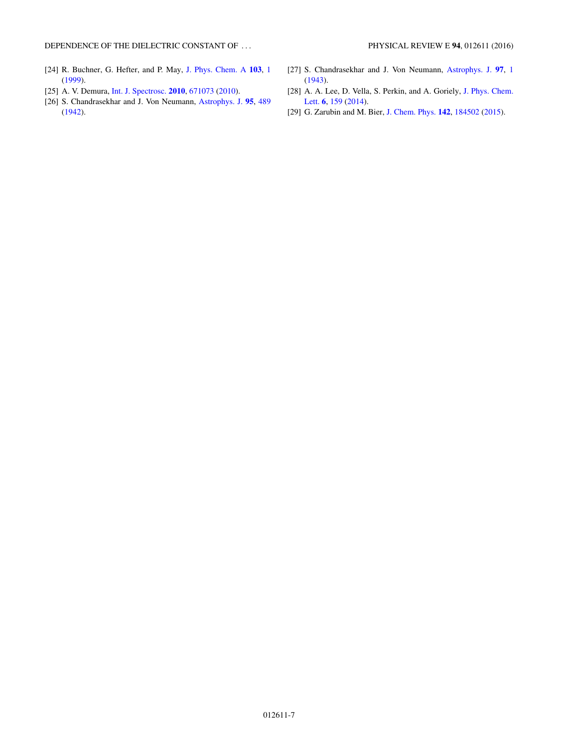[24] R. Buchner, G. Hefter, and P. May, J. Phys. Chem. A **103**, 1 (1999).

[25] A. V. Demura, Int. J. Spectrosc. **2010**, 671073 (2010).

[26] S. Chandrasekhar and J. Von Neumann, Astrophys. J. **95**, 489 (1942).

[27] S. Chandrasekhar and J. Von Neumann, Astrophys. J. **97**, 1 (1943).

[28] A. A. Lee, D. Vella, S. Perkin, and A. Goriely, J. Phys. Chem. Lett. **6**, 159 (2014).

[29] G. Zarubin and M. Bier, J. Chem. Phys. **142**, 184502 (2015).